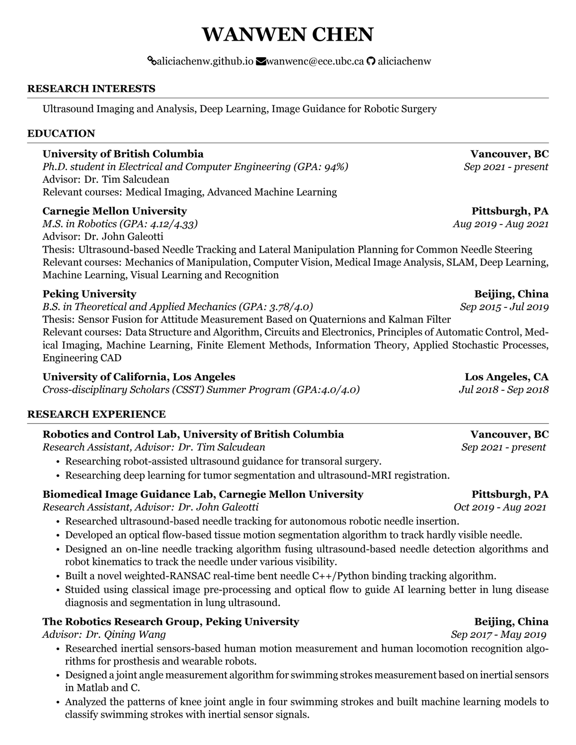# WANWEN CHEN

aliciachenw.github.io wanwenc@ece.ubc.ca aliciachenw

## RESEARCH INTERESTS

Ultrasound Imaging and Analysis, Deep Learning, Image Guidance for Robotic Surgery

## EDUCATION

**University of British Columbia** — **Vancouver, BC**
*Ph.D. student in Electrical and Computer Engineering (GPA: 94%)* — *Sep 2021 - present*
Advisor: Dr. Tim Salcudean
Relevant courses: Medical Imaging, Advanced Machine Learning

**Carnegie Mellon University** — **Pittsburgh, PA**
*M.S. in Robotics (GPA: 4.12/4.33)* — *Aug 2019 - Aug 2021*
Advisor: Dr. John Galeotti
Thesis: Ultrasound-based Needle Tracking and Lateral Manipulation Planning for Common Needle Steering
Relevant courses: Mechanics of Manipulation, Computer Vision, Medical Image Analysis, SLAM, Deep Learning, Machine Learning, Visual Learning and Recognition

**Peking University** — **Beijing, China**
*B.S. in Theoretical and Applied Mechanics (GPA: 3.78/4.0)* — *Sep 2015 - Jul 2019*
Thesis: Sensor Fusion for Attitude Measurement Based on Quaternions and Kalman Filter
Relevant courses: Data Structure and Algorithm, Circuits and Electronics, Principles of Automatic Control, Medical Imaging, Machine Learning, Finite Element Methods, Information Theory, Applied Stochastic Processes, Engineering CAD

**University of California, Los Angeles** — **Los Angeles, CA**
*Cross-disciplinary Scholars (CSST) Summer Program (GPA:4.0/4.0)* — *Jul 2018 - Sep 2018*

## RESEARCH EXPERIENCE

**Robotics and Control Lab, University of British Columbia** — **Vancouver, BC**
*Research Assistant, Advisor: Dr. Tim Salcudean* — *Sep 2021 - present*

- Researching robot-assisted ultrasound guidance for transoral surgery.
- Researching deep learning for tumor segmentation and ultrasound-MRI registration.

**Biomedical Image Guidance Lab, Carnegie Mellon University** — **Pittsburgh, PA**
*Research Assistant, Advisor: Dr. John Galeotti* — *Oct 2019 - Aug 2021*

- Researched ultrasound-based needle tracking for autonomous robotic needle insertion.
- Developed an optical flow-based tissue motion segmentation algorithm to track hardly visible needle.
- Designed an on-line needle tracking algorithm fusing ultrasound-based needle detection algorithms and robot kinematics to track the needle under various visibility.
- Built a novel weighted-RANSAC real-time bent needle C++/Python binding tracking algorithm.
- Stuided using classical image pre-processing and optical flow to guide AI learning better in lung disease diagnosis and segmentation in lung ultrasound.

**The Robotics Research Group, Peking University** — **Beijing, China**
*Advisor: Dr. Qining Wang* — *Sep 2017 - May 2019*

- Researched inertial sensors-based human motion measurement and human locomotion recognition algorithms for prosthesis and wearable robots.
- Designed a joint angle measurement algorithm for swimming strokes measurement based on inertial sensors in Matlab and C.
- Analyzed the patterns of knee joint angle in four swimming strokes and built machine learning models to classify swimming strokes with inertial sensor signals.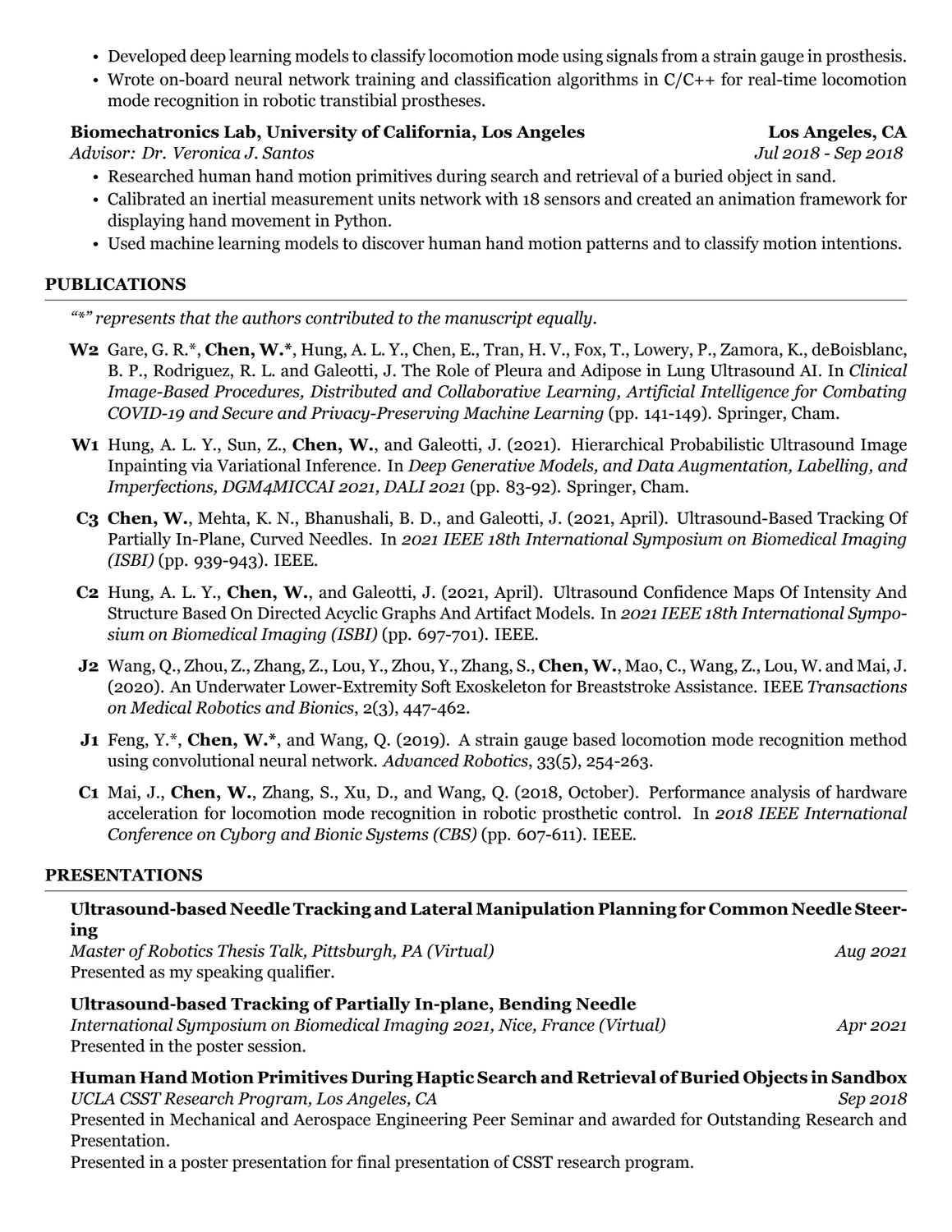- Developed deep learning models to classify locomotion mode using signals from a strain gauge in prosthesis.
- Wrote on-board neural network training and classification algorithms in C/C++ for real-time locomotion mode recognition in robotic transtibial prostheses.

**Biomechatronics Lab, University of California, Los Angeles** — **Los Angeles, CA**
*Advisor: Dr. Veronica J. Santos* — *Jul 2018 - Sep 2018*

- Researched human hand motion primitives during search and retrieval of a buried object in sand.
- Calibrated an inertial measurement units network with 18 sensors and created an animation framework for displaying hand movement in Python.
- Used machine learning models to discover human hand motion patterns and to classify motion intentions.

## PUBLICATIONS

*"*" represents that the authors contributed to the manuscript equally.*

**W2** Gare, G. R.*, **Chen, W.***, Hung, A. L. Y., Chen, E., Tran, H. V., Fox, T., Lowery, P., Zamora, K., deBoisblanc, B. P., Rodriguez, R. L. and Galeotti, J. The Role of Pleura and Adipose in Lung Ultrasound AI. In *Clinical Image-Based Procedures, Distributed and Collaborative Learning, Artificial Intelligence for Combating COVID-19 and Secure and Privacy-Preserving Machine Learning* (pp. 141-149). Springer, Cham.

**W1** Hung, A. L. Y., Sun, Z., **Chen, W.**, and Galeotti, J. (2021). Hierarchical Probabilistic Ultrasound Image Inpainting via Variational Inference. In *Deep Generative Models, and Data Augmentation, Labelling, and Imperfections, DGM4MICCAI 2021, DALI 2021* (pp. 83-92). Springer, Cham.

**C3** **Chen, W.**, Mehta, K. N., Bhanushali, B. D., and Galeotti, J. (2021, April). Ultrasound-Based Tracking Of Partially In-Plane, Curved Needles. In *2021 IEEE 18th International Symposium on Biomedical Imaging (ISBI)* (pp. 939-943). IEEE.

**C2** Hung, A. L. Y., **Chen, W.**, and Galeotti, J. (2021, April). Ultrasound Confidence Maps Of Intensity And Structure Based On Directed Acyclic Graphs And Artifact Models. In *2021 IEEE 18th International Symposium on Biomedical Imaging (ISBI)* (pp. 697-701). IEEE.

**J2** Wang, Q., Zhou, Z., Zhang, Z., Lou, Y., Zhou, Y., Zhang, S., **Chen, W.**, Mao, C., Wang, Z., Lou, W. and Mai, J. (2020). An Underwater Lower-Extremity Soft Exoskeleton for Breaststroke Assistance. IEEE *Transactions on Medical Robotics and Bionics*, 2(3), 447-462.

**J1** Feng, Y.*, **Chen, W.***, and Wang, Q. (2019). A strain gauge based locomotion mode recognition method using convolutional neural network. *Advanced Robotics*, 33(5), 254-263.

**C1** Mai, J., **Chen, W.**, Zhang, S., Xu, D., and Wang, Q. (2018, October). Performance analysis of hardware acceleration for locomotion mode recognition in robotic prosthetic control. In *2018 IEEE International Conference on Cyborg and Bionic Systems (CBS)* (pp. 607-611). IEEE.

## PRESENTATIONS

**Ultrasound-based Needle Tracking and Lateral Manipulation Planning for Common Needle Steering**
*Master of Robotics Thesis Talk, Pittsburgh, PA (Virtual)* — *Aug 2021*
Presented as my speaking qualifier.

**Ultrasound-based Tracking of Partially In-plane, Bending Needle**
*International Symposium on Biomedical Imaging 2021, Nice, France (Virtual)* — *Apr 2021*
Presented in the poster session.

**Human Hand Motion Primitives During Haptic Search and Retrieval of Buried Objects in Sandbox**
*UCLA CSST Research Program, Los Angeles, CA* — *Sep 2018*
Presented in Mechanical and Aerospace Engineering Peer Seminar and awarded for Outstanding Research and Presentation.
Presented in a poster presentation for final presentation of CSST research program.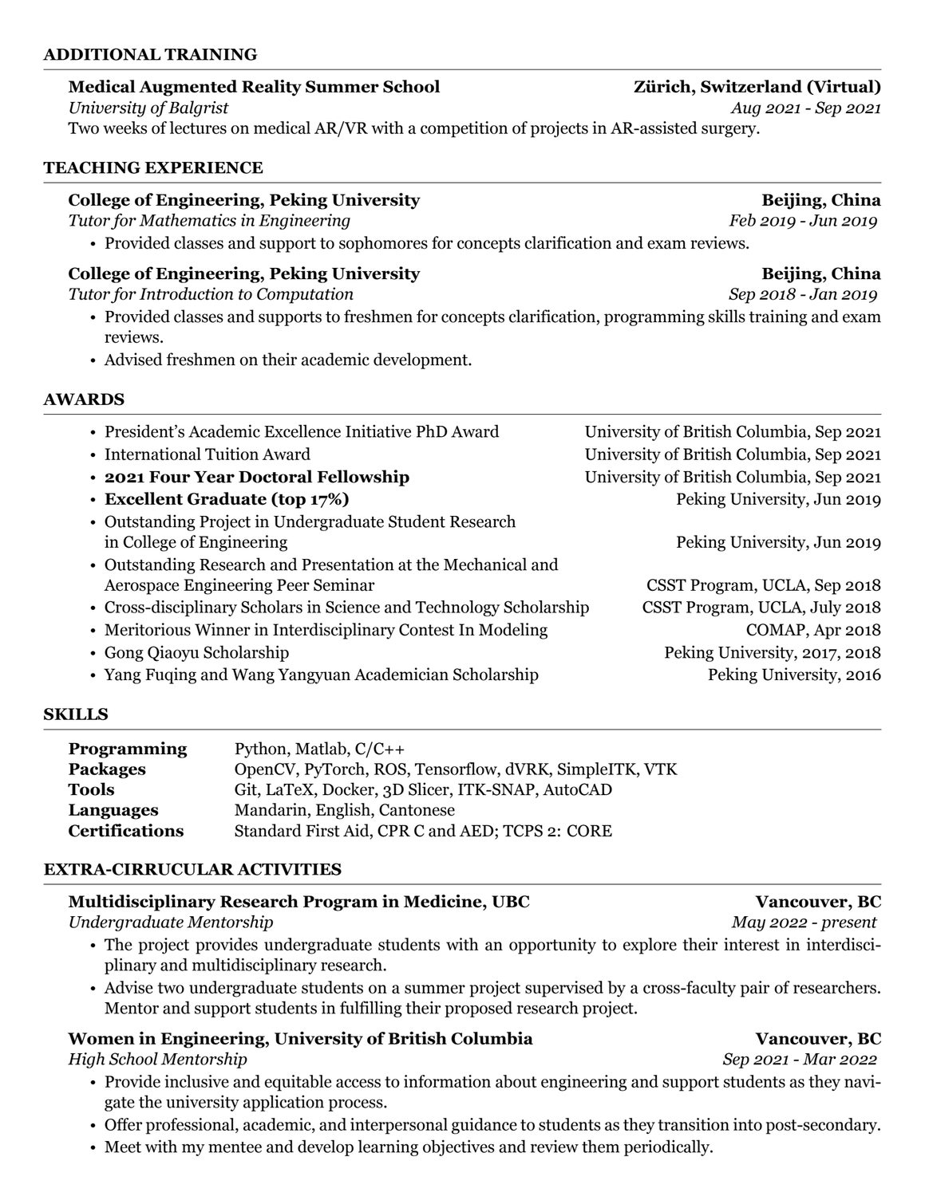## ADDITIONAL TRAINING

**Medical Augmented Reality Summer School** — **Zürich, Switzerland (Virtual)**
*University of Balgrist* — *Aug 2021 - Sep 2021*
Two weeks of lectures on medical AR/VR with a competition of projects in AR-assisted surgery.

## TEACHING EXPERIENCE

**College of Engineering, Peking University** — **Beijing, China**
*Tutor for Mathematics in Engineering* — *Feb 2019 - Jun 2019*

- Provided classes and support to sophomores for concepts clarification and exam reviews.

**College of Engineering, Peking University** — **Beijing, China**
*Tutor for Introduction to Computation* — *Sep 2018 - Jan 2019*

- Provided classes and supports to freshmen for concepts clarification, programming skills training and exam reviews.
- Advised freshmen on their academic development.

## AWARDS

- President's Academic Excellence Initiative PhD Award — University of British Columbia, Sep 2021
- International Tuition Award — University of British Columbia, Sep 2021
- **2021 Four Year Doctoral Fellowship** — University of British Columbia, Sep 2021
- **Excellent Graduate (top 17%)** — Peking University, Jun 2019
- Outstanding Project in Undergraduate Student Research in College of Engineering — Peking University, Jun 2019
- Outstanding Research and Presentation at the Mechanical and Aerospace Engineering Peer Seminar — CSST Program, UCLA, Sep 2018
- Cross-disciplinary Scholars in Science and Technology Scholarship — CSST Program, UCLA, July 2018
- Meritorious Winner in Interdisciplinary Contest In Modeling — COMAP, Apr 2018
- Gong Qiaoyu Scholarship — Peking University, 2017, 2018
- Yang Fuqing and Wang Yangyuan Academician Scholarship — Peking University, 2016

## SKILLS

| | |
|---|---|
| **Programming** | Python, Matlab, C/C++ |
| **Packages** | OpenCV, PyTorch, ROS, Tensorflow, dVRK, SimpleITK, VTK |
| **Tools** | Git, LaTeX, Docker, 3D Slicer, ITK-SNAP, AutoCAD |
| **Languages** | Mandarin, English, Cantonese |
| **Certifications** | Standard First Aid, CPR C and AED; TCPS 2: CORE |

## EXTRA-CIRRUCULAR ACTIVITIES

**Multidisciplinary Research Program in Medicine, UBC** — **Vancouver, BC**
*Undergraduate Mentorship* — *May 2022 - present*

- The project provides undergraduate students with an opportunity to explore their interest in interdisciplinary and multidisciplinary research.
- Advise two undergraduate students on a summer project supervised by a cross-faculty pair of researchers. Mentor and support students in fulfilling their proposed research project.

**Women in Engineering, University of British Columbia** — **Vancouver, BC**
*High School Mentorship* — *Sep 2021 - Mar 2022*

- Provide inclusive and equitable access to information about engineering and support students as they navigate the university application process.
- Offer professional, academic, and interpersonal guidance to students as they transition into post-secondary.
- Meet with my mentee and develop learning objectives and review them periodically.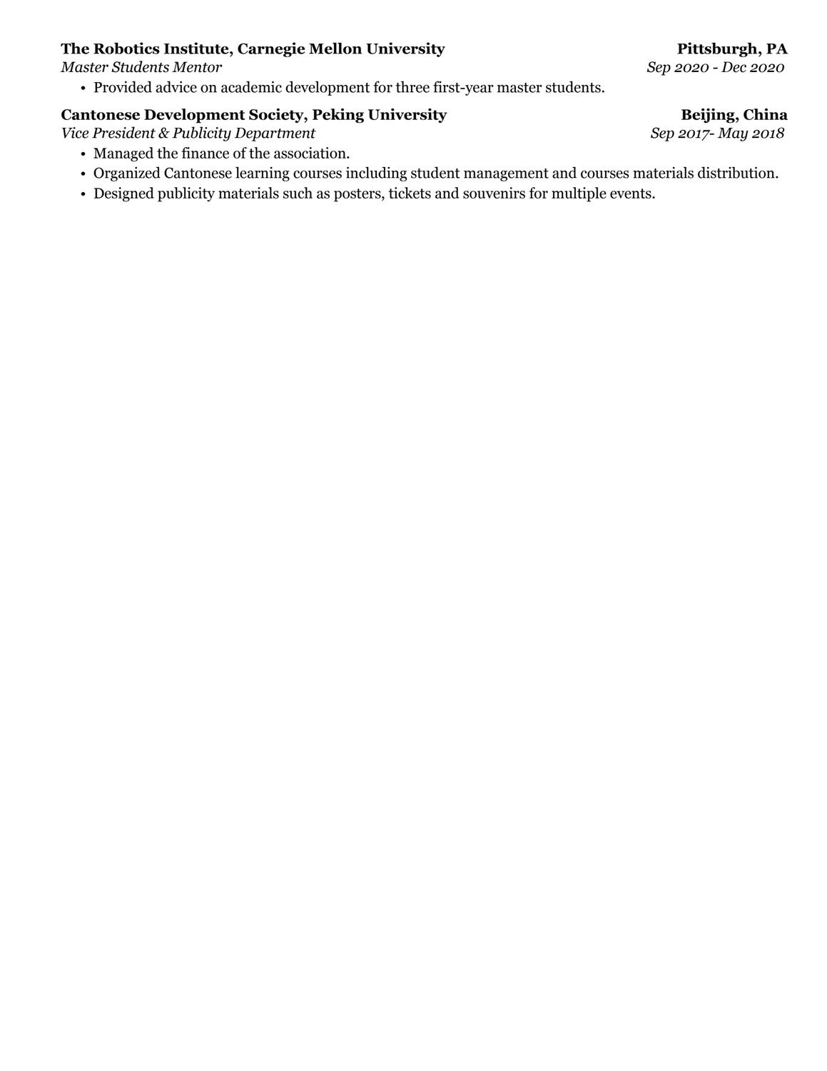**The Robotics Institute, Carnegie Mellon University** **Pittsburgh, PA**
*Master Students Mentor* *Sep 2020 - Dec 2020*

- Provided advice on academic development for three first-year master students.

**Cantonese Development Society, Peking University** **Beijing, China**
*Vice President & Publicity Department* *Sep 2017- May 2018*

- Managed the finance of the association.
- Organized Cantonese learning courses including student management and courses materials distribution.
- Designed publicity materials such as posters, tickets and souvenirs for multiple events.